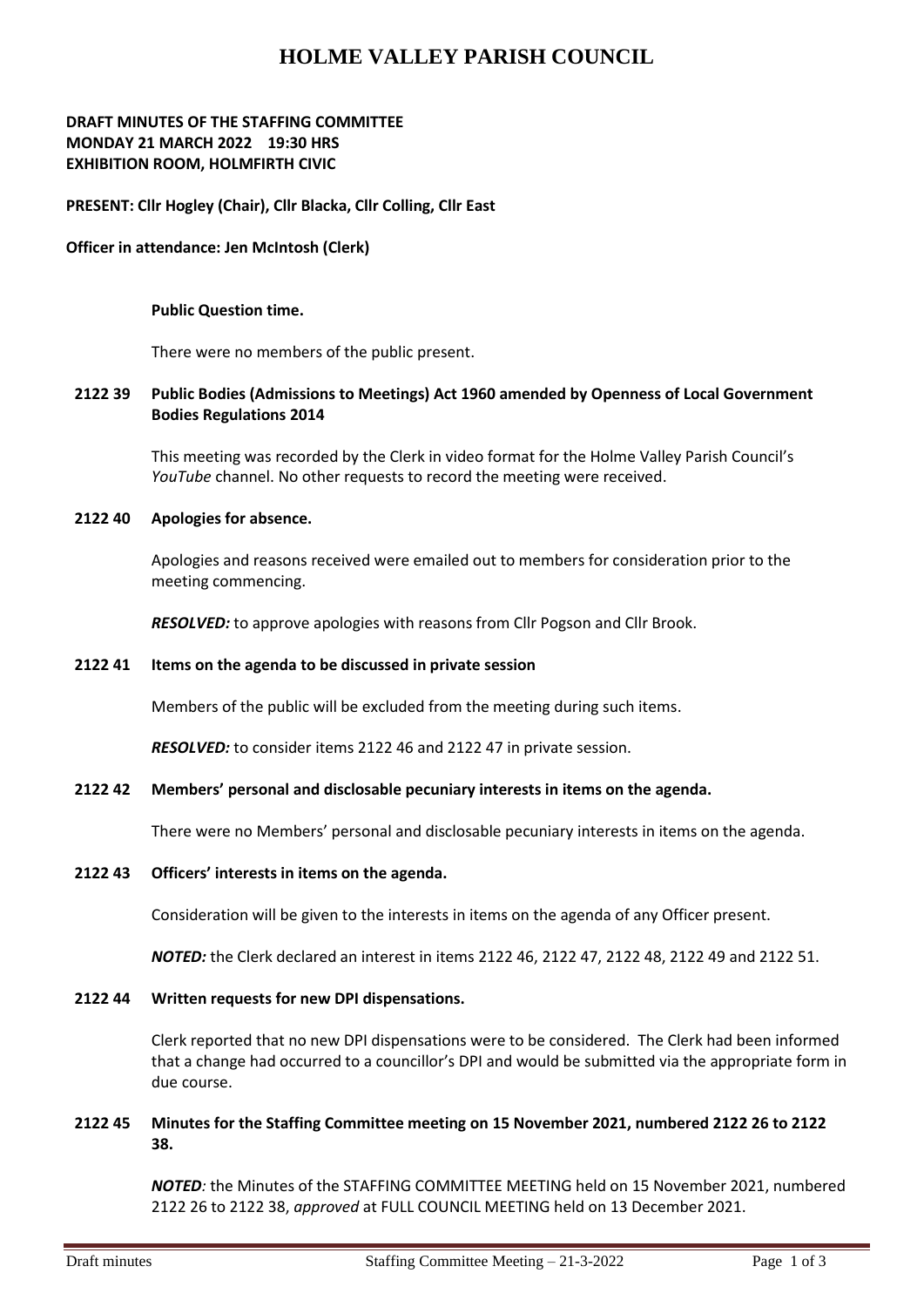# HOLME VALLEY PARISH COUNCIL

**DRAFT MINUTES OF THE STAFFING COMMITTEE**
**MONDAY 21 MARCH 2022 19:30 HRS**
**EXHIBITION ROOM, HOLMFIRTH CIVIC**

**PRESENT: Cllr Hogley (Chair), Cllr Blacka, Cllr Colling, Cllr East**

**Officer in attendance: Jen McIntosh (Clerk)**

**Public Question time.**

There were no members of the public present.

**2122 39 Public Bodies (Admissions to Meetings) Act 1960 amended by Openness of Local Government Bodies Regulations 2014**

This meeting was recorded by the Clerk in video format for the Holme Valley Parish Council's *YouTube* channel. No other requests to record the meeting were received.

**2122 40 Apologies for absence.**

Apologies and reasons received were emailed out to members for consideration prior to the meeting commencing.

***RESOLVED:*** to approve apologies with reasons from Cllr Pogson and Cllr Brook.

**2122 41 Items on the agenda to be discussed in private session**

Members of the public will be excluded from the meeting during such items.

***RESOLVED:*** to consider items 2122 46 and 2122 47 in private session.

**2122 42 Members' personal and disclosable pecuniary interests in items on the agenda.**

There were no Members' personal and disclosable pecuniary interests in items on the agenda.

**2122 43 Officers' interests in items on the agenda.**

Consideration will be given to the interests in items on the agenda of any Officer present.

***NOTED:*** the Clerk declared an interest in items 2122 46, 2122 47, 2122 48, 2122 49 and 2122 51.

**2122 44 Written requests for new DPI dispensations.**

Clerk reported that no new DPI dispensations were to be considered. The Clerk had been informed that a change had occurred to a councillor's DPI and would be submitted via the appropriate form in due course.

**2122 45 Minutes for the Staffing Committee meeting on 15 November 2021, numbered 2122 26 to 2122 38.**

***NOTED****:* the Minutes of the STAFFING COMMITTEE MEETING held on 15 November 2021, numbered 2122 26 to 2122 38, *approved* at FULL COUNCIL MEETING held on 13 December 2021.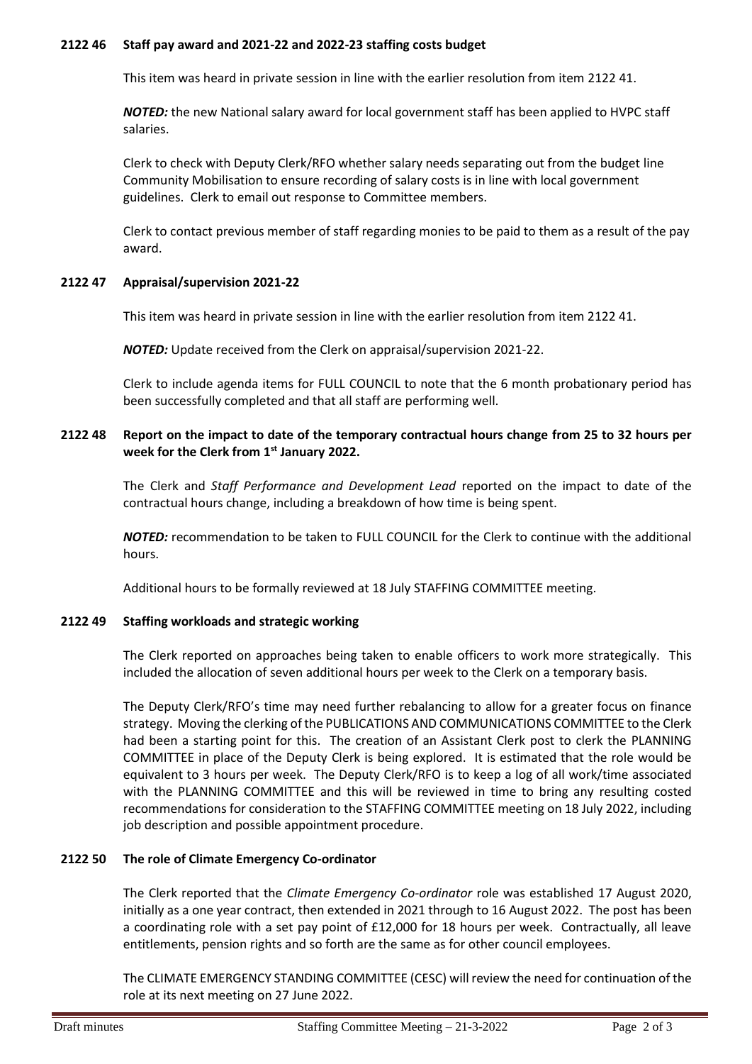### 2122 46 Staff pay award and 2021-22 and 2022-23 staffing costs budget

This item was heard in private session in line with the earlier resolution from item 2122 41.

***NOTED:*** the new National salary award for local government staff has been applied to HVPC staff salaries.

Clerk to check with Deputy Clerk/RFO whether salary needs separating out from the budget line Community Mobilisation to ensure recording of salary costs is in line with local government guidelines. Clerk to email out response to Committee members.

Clerk to contact previous member of staff regarding monies to be paid to them as a result of the pay award.

### 2122 47 Appraisal/supervision 2021-22

This item was heard in private session in line with the earlier resolution from item 2122 41.

***NOTED:*** Update received from the Clerk on appraisal/supervision 2021-22.

Clerk to include agenda items for FULL COUNCIL to note that the 6 month probationary period has been successfully completed and that all staff are performing well.

### 2122 48 Report on the impact to date of the temporary contractual hours change from 25 to 32 hours per week for the Clerk from 1st January 2022.

The Clerk and *Staff Performance and Development Lead* reported on the impact to date of the contractual hours change, including a breakdown of how time is being spent.

***NOTED:*** recommendation to be taken to FULL COUNCIL for the Clerk to continue with the additional hours.

Additional hours to be formally reviewed at 18 July STAFFING COMMITTEE meeting.

### 2122 49 Staffing workloads and strategic working

The Clerk reported on approaches being taken to enable officers to work more strategically. This included the allocation of seven additional hours per week to the Clerk on a temporary basis.

The Deputy Clerk/RFO's time may need further rebalancing to allow for a greater focus on finance strategy. Moving the clerking of the PUBLICATIONS AND COMMUNICATIONS COMMITTEE to the Clerk had been a starting point for this. The creation of an Assistant Clerk post to clerk the PLANNING COMMITTEE in place of the Deputy Clerk is being explored. It is estimated that the role would be equivalent to 3 hours per week. The Deputy Clerk/RFO is to keep a log of all work/time associated with the PLANNING COMMITTEE and this will be reviewed in time to bring any resulting costed recommendations for consideration to the STAFFING COMMITTEE meeting on 18 July 2022, including job description and possible appointment procedure.

### 2122 50 The role of Climate Emergency Co-ordinator

The Clerk reported that the *Climate Emergency Co-ordinator* role was established 17 August 2020, initially as a one year contract, then extended in 2021 through to 16 August 2022. The post has been a coordinating role with a set pay point of £12,000 for 18 hours per week. Contractually, all leave entitlements, pension rights and so forth are the same as for other council employees.

The CLIMATE EMERGENCY STANDING COMMITTEE (CESC) will review the need for continuation of the role at its next meeting on 27 June 2022.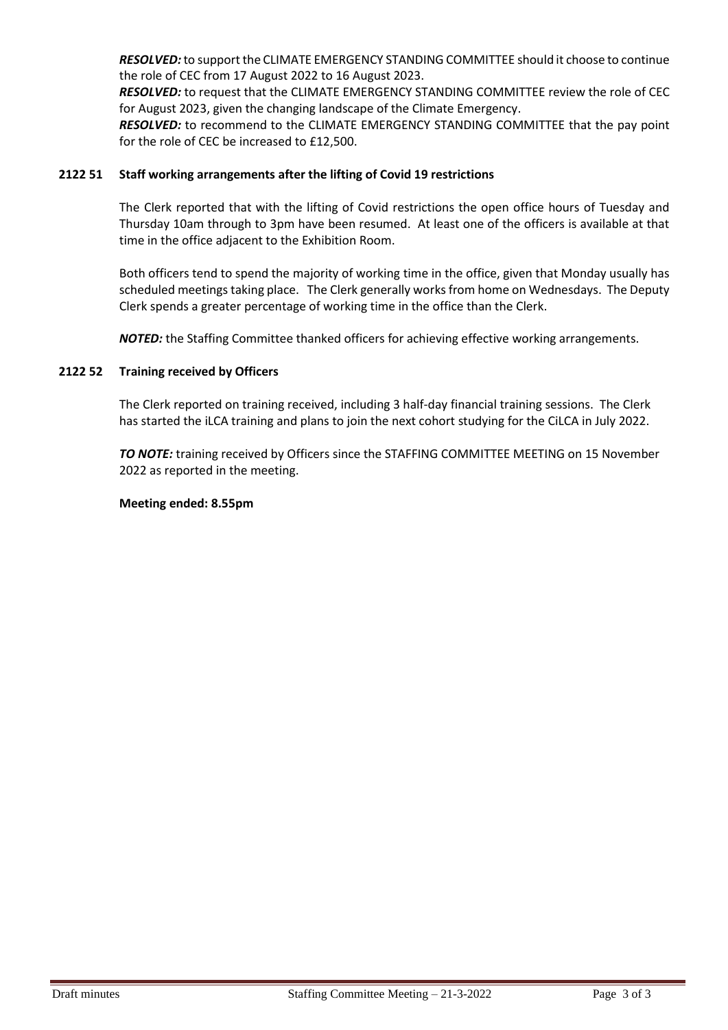***RESOLVED:*** to support the CLIMATE EMERGENCY STANDING COMMITTEE should it choose to continue the role of CEC from 17 August 2022 to 16 August 2023.
***RESOLVED:*** to request that the CLIMATE EMERGENCY STANDING COMMITTEE review the role of CEC for August 2023, given the changing landscape of the Climate Emergency.
***RESOLVED:*** to recommend to the CLIMATE EMERGENCY STANDING COMMITTEE that the pay point for the role of CEC be increased to £12,500.

### 2122 51 Staff working arrangements after the lifting of Covid 19 restrictions

The Clerk reported that with the lifting of Covid restrictions the open office hours of Tuesday and Thursday 10am through to 3pm have been resumed. At least one of the officers is available at that time in the office adjacent to the Exhibition Room.

Both officers tend to spend the majority of working time in the office, given that Monday usually has scheduled meetings taking place. The Clerk generally works from home on Wednesdays. The Deputy Clerk spends a greater percentage of working time in the office than the Clerk.

***NOTED:*** the Staffing Committee thanked officers for achieving effective working arrangements.

### 2122 52 Training received by Officers

The Clerk reported on training received, including 3 half-day financial training sessions. The Clerk has started the iLCA training and plans to join the next cohort studying for the CiLCA in July 2022.

***TO NOTE:*** training received by Officers since the STAFFING COMMITTEE MEETING on 15 November 2022 as reported in the meeting.

**Meeting ended: 8.55pm**